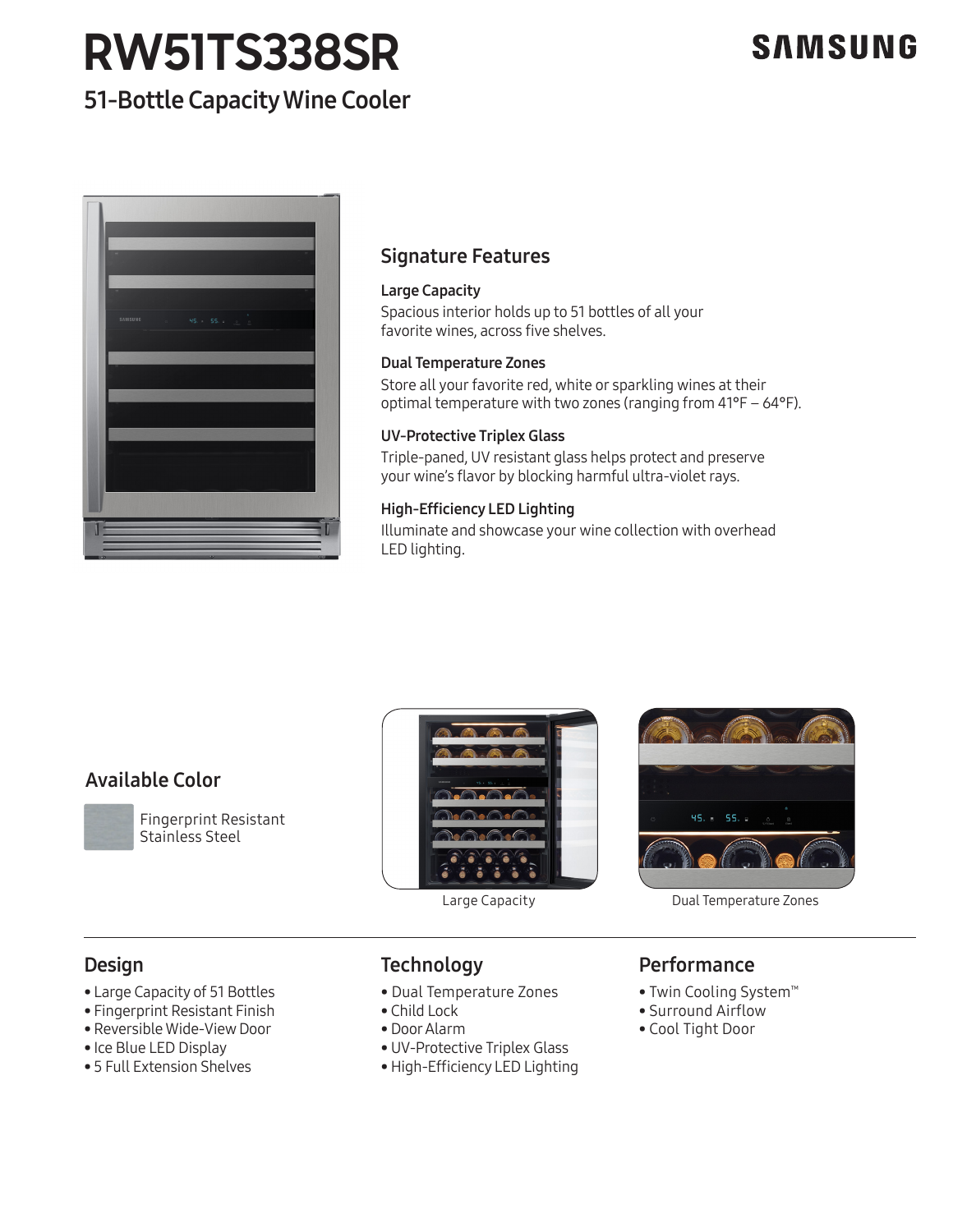# RW51TS338SR

SAMSUNG

## 51-Bottle Capacity Wine Cooler

### Signature Features

**Large Capacity**

Spacious interior holds up to 51 bottles of all your favorite wines, across five shelves.

**Dual Temperature Zones**

Store all your favorite red, white or sparkling wines at their optimal temperature with two zones (ranging from 41°F – 64°F).

**UV-Protective Triplex Glass**

Triple-paned, UV resistant glass helps protect and preserve your wine's flavor by blocking harmful ultra-violet rays.

**High-Efficiency LED Lighting**

Illuminate and showcase your wine collection with overhead LED lighting.

### Available Color

Fingerprint Resistant Stainless Steel

Large Capacity

Dual Temperature Zones

### Design

- Large Capacity of 51 Bottles
- Fingerprint Resistant Finish
- Reversible Wide-View Door
- Ice Blue LED Display
- 5 Full Extension Shelves

### Technology

- Dual Temperature Zones
- Child Lock
- Door Alarm
- UV-Protective Triplex Glass
- High-Efficiency LED Lighting

### Performance

- Twin Cooling System™
- Surround Airflow
- Cool Tight Door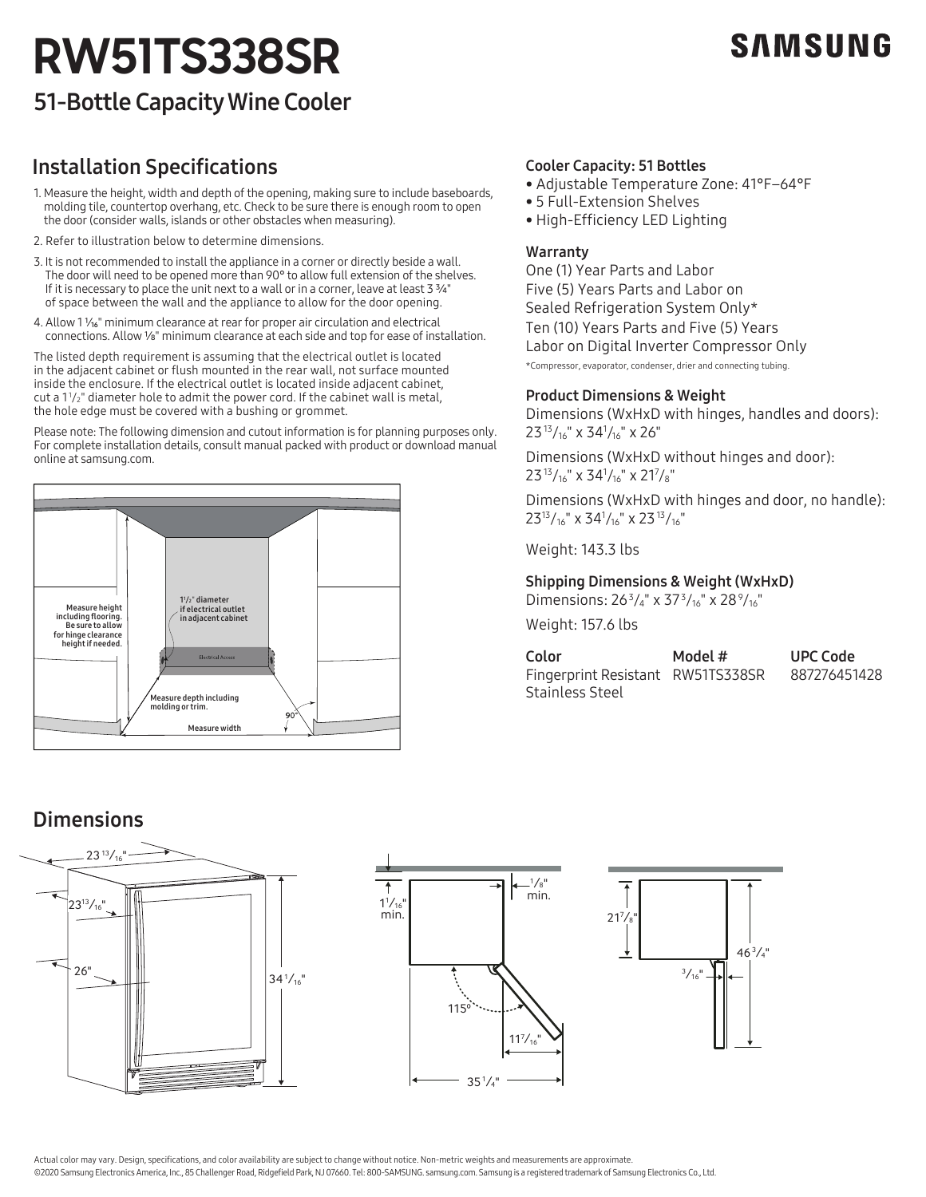# RW51TS338SR

SAMSUNG

## 51-Bottle Capacity Wine Cooler

## Installation Specifications

1. Measure the height, width and depth of the opening, making sure to include baseboards, molding tile, countertop overhang, etc. Check to be sure there is enough room to open the door (consider walls, islands or other obstacles when measuring).
2. Refer to illustration below to determine dimensions.
3. It is not recommended to install the appliance in a corner or directly beside a wall. The door will need to be opened more than 90° to allow full extension of the shelves. If it is necessary to place the unit next to a wall or in a corner, leave at least 3 ¾" of space between the wall and the appliance to allow for the door opening.
4. Allow 1 1⁄16" minimum clearance at rear for proper air circulation and electrical connections. Allow ⅛" minimum clearance at each side and top for ease of installation.

The listed depth requirement is assuming that the electrical outlet is located in the adjacent cabinet or flush mounted in the rear wall, not surface mounted inside the enclosure. If the electrical outlet is located inside adjacent cabinet, cut a 1½" diameter hole to admit the power cord. If the cabinet wall is metal, the hole edge must be covered with a bushing or grommet.

Please note: The following dimension and cutout information is for planning purposes only. For complete installation details, consult manual packed with product or download manual online at samsung.com.

Measure height including flooring. Be sure to allow for hinge clearance height if needed.

1½" diameter if electrical outlet in adjacent cabinet

Electrical Access

Measure depth including molding or trim.

90°

Measure width

### Cooler Capacity: 51 Bottles

- Adjustable Temperature Zone: 41°F–64°F
- 5 Full-Extension Shelves
- High-Efficiency LED Lighting

### Warranty

One (1) Year Parts and Labor
Five (5) Years Parts and Labor on Sealed Refrigeration System Only*
Ten (10) Years Parts and Five (5) Years Labor on Digital Inverter Compressor Only

*Compressor, evaporator, condenser, drier and connecting tubing.

### Product Dimensions & Weight

Dimensions (WxHxD with hinges, handles and doors): 23 13/16" x 34 1/16" x 26"

Dimensions (WxHxD without hinges and door): 23 13/16" x 34 1/16" x 21 7/8"

Dimensions (WxHxD with hinges and door, no handle): 23 13/16" x 34 1/16" x 23 13/16"

Weight: 143.3 lbs

### Shipping Dimensions & Weight (WxHxD)

Dimensions: 26 3/4" x 37 3/16" x 28 9/16"

Weight: 157.6 lbs

| Color | Model # | UPC Code |
| --- | --- | --- |
| Fingerprint Resistant Stainless Steel | RW51TS338SR | 887276451428 |

## Dimensions

23 13/16"

23 13/16"

26"

34 1/16"

1 1/16" min.

1/8" min.

115°

11 7/16"

35 1/4"

21 7/8"

46 3/4"

3/16"

Actual color may vary. Design, specifications, and color availability are subject to change without notice. Non-metric weights and measurements are approximate.
©2020 Samsung Electronics America, Inc., 85 Challenger Road, Ridgefield Park, NJ 07660. Tel: 800-SAMSUNG. samsung.com. Samsung is a registered trademark of Samsung Electronics Co., Ltd.